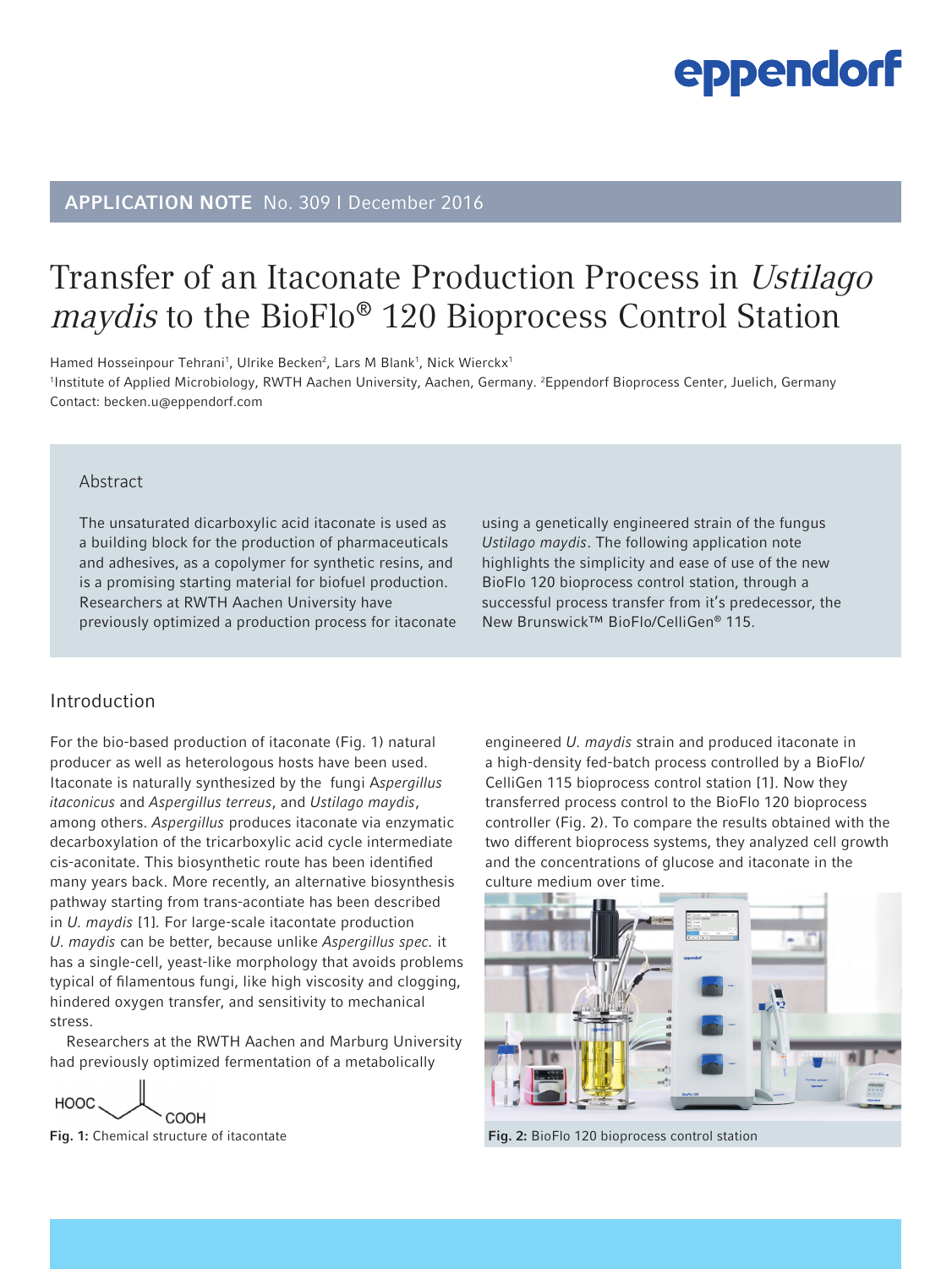APPLICATION NOTE No. 309 I December 2016

# Transfer of an Itaconate Production Process in *Ustilago maydis* to the BioFlo® 120 Bioprocess Control Station

Hamed Hosseinpour Tehrani[1], Ulrike Becken[2], Lars M Blank[1], Nick Wierckx[1]

[1]Institute of Applied Microbiology, RWTH Aachen University, Aachen, Germany. [2]Eppendorf Bioprocess Center, Juelich, Germany

Contact: becken.u@eppendorf.com

## Abstract

The unsaturated dicarboxylic acid itaconate is used as a building block for the production of pharmaceuticals and adhesives, as a copolymer for synthetic resins, and is a promising starting material for biofuel production. Researchers at RWTH Aachen University have previously optimized a production process for itaconate using a genetically engineered strain of the fungus *Ustilago maydis*. The following application note highlights the simplicity and ease of use of the new BioFlo 120 bioprocess control station, through a successful process transfer from it's predecessor, the New Brunswick™ BioFlo/CelliGen® 115.

## Introduction

For the bio-based production of itaconate (Fig. 1) natural producer as well as heterologous hosts have been used. Itaconate is naturally synthesized by the fungi *Aspergillus itaconicus* and *Aspergillus terreus*, and *Ustilago maydis*, among others. *Aspergillus* produces itaconate via enzymatic decarboxylation of the tricarboxylic acid cycle intermediate cis-aconitate. This biosynthetic route has been identified many years back. More recently, an alternative biosynthesis pathway starting from trans-acontiate has been described in *U. maydis* [1]. For large-scale itacontate production *U. maydis* can be better, because unlike *Aspergillus spec.* it has a single-cell, yeast-like morphology that avoids problems typical of filamentous fungi, like high viscosity and clogging, hindered oxygen transfer, and sensitivity to mechanical stress.

Researchers at the RWTH Aachen and Marburg University had previously optimized fermentation of a metabolically engineered *U. maydis* strain and produced itaconate in a high-density fed-batch process controlled by a BioFlo/CelliGen 115 bioprocess control station [1]. Now they transferred process control to the BioFlo 120 bioprocess controller (Fig. 2). To compare the results obtained with the two different bioprocess systems, they analyzed cell growth and the concentrations of glucose and itaconate in the culture medium over time.

HOOC–CH₂–C(=CH₂)–COOH

**Fig. 1:** Chemical structure of itacontate

**Fig. 2:** BioFlo 120 bioprocess control station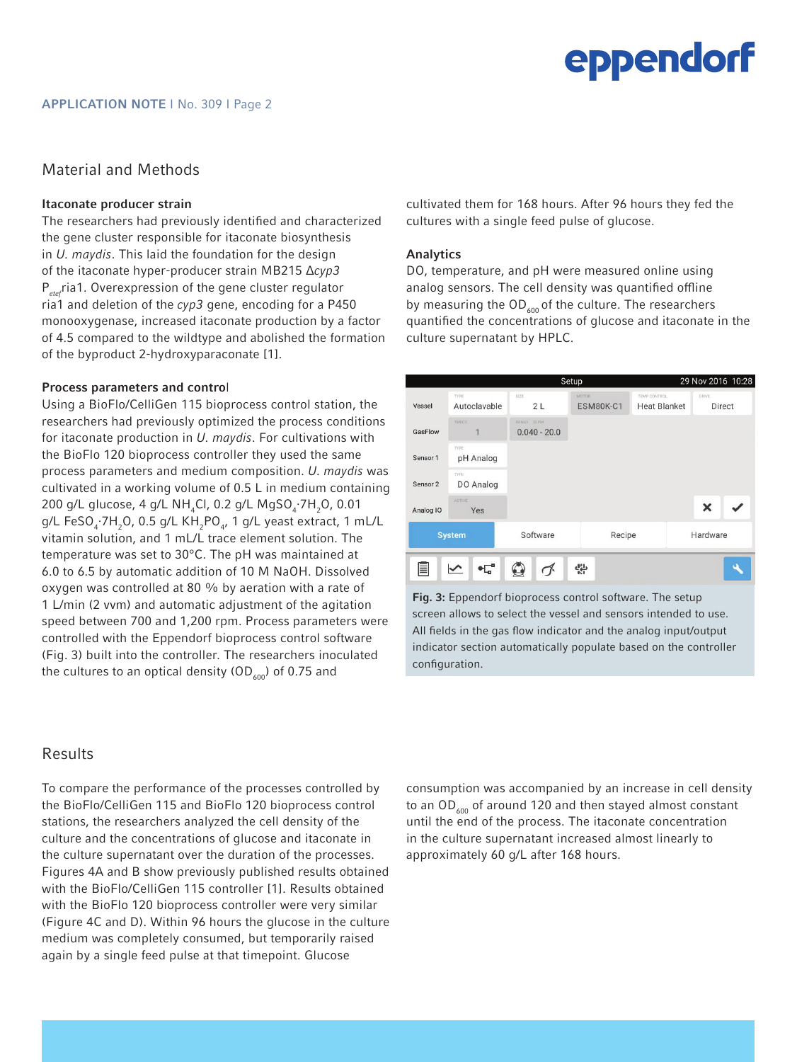## Material and Methods

### Itaconate producer strain

The researchers had previously identified and characterized the gene cluster responsible for itaconate biosynthesis in *U. maydis*. This laid the foundation for the design of the itaconate hyper-producer strain MB215 Δ*cyp3* $P_{etef}$ria1. Overexpression of the gene cluster regulator ria1 and deletion of the *cyp3* gene, encoding for a P450 monooxygenase, increased itaconate production by a factor of 4.5 compared to the wildtype and abolished the formation of the byproduct 2-hydroxyparaconate [1].

### Process parameters and control

Using a BioFlo/CelliGen 115 bioprocess control station, the researchers had previously optimized the process conditions for itaconate production in *U. maydis*. For cultivations with the BioFlo 120 bioprocess controller they used the same process parameters and medium composition. *U. maydis* was cultivated in a working volume of 0.5 L in medium containing 200 g/L glucose, 4 g/L $NH_4Cl$, 0.2 g/L $MgSO_4 \cdot 7H_2O$, 0.01 g/L $FeSO_4 \cdot 7H_2O$, 0.5 g/L $KH_2PO_4$, 1 g/L yeast extract, 1 mL/L vitamin solution, and 1 mL/L trace element solution. The temperature was set to 30°C. The pH was maintained at 6.0 to 6.5 by automatic addition of 10 M NaOH. Dissolved oxygen was controlled at 80 % by aeration with a rate of 1 L/min (2 vvm) and automatic adjustment of the agitation speed between 700 and 1,200 rpm. Process parameters were controlled with the Eppendorf bioprocess control software (Fig. 3) built into the controller. The researchers inoculated the cultures to an optical density ($OD_{600}$) of 0.75 and cultivated them for 168 hours. After 96 hours they fed the cultures with a single feed pulse of glucose.

### Analytics

DO, temperature, and pH were measured online using analog sensors. The cell density was quantified offline by measuring the $OD_{600}$ of the culture. The researchers quantified the concentrations of glucose and itaconate in the culture supernatant by HPLC.

| | | | | | |
|---|---|---|---|---|---|
| Vessel | Autoclavable | 2 L | ESM80K-C1 | Heat Blanket | Direct |
| GasFlow | 1 | 0.040 - 20.0 | | | |
| Sensor 1 | pH Analog | | | | |
| Sensor 2 | DO Analog | | | | |
| Analog IO | Yes | | | | |

**Fig. 3:** Eppendorf bioprocess control software. The setup screen allows to select the vessel and sensors intended to use. All fields in the gas flow indicator and the analog input/output indicator section automatically populate based on the controller configuration.

## Results

To compare the performance of the processes controlled by the BioFlo/CelliGen 115 and BioFlo 120 bioprocess control stations, the researchers analyzed the cell density of the culture and the concentrations of glucose and itaconate in the culture supernatant over the duration of the processes. Figures 4A and B show previously published results obtained with the BioFlo/CelliGen 115 controller [1]. Results obtained with the BioFlo 120 bioprocess controller were very similar (Figure 4C and D). Within 96 hours the glucose in the culture medium was completely consumed, but temporarily raised again by a single feed pulse at that timepoint. Glucose consumption was accompanied by an increase in cell density to an $OD_{600}$ of around 120 and then stayed almost constant until the end of the process. The itaconate concentration in the culture supernatant increased almost linearly to approximately 60 g/L after 168 hours.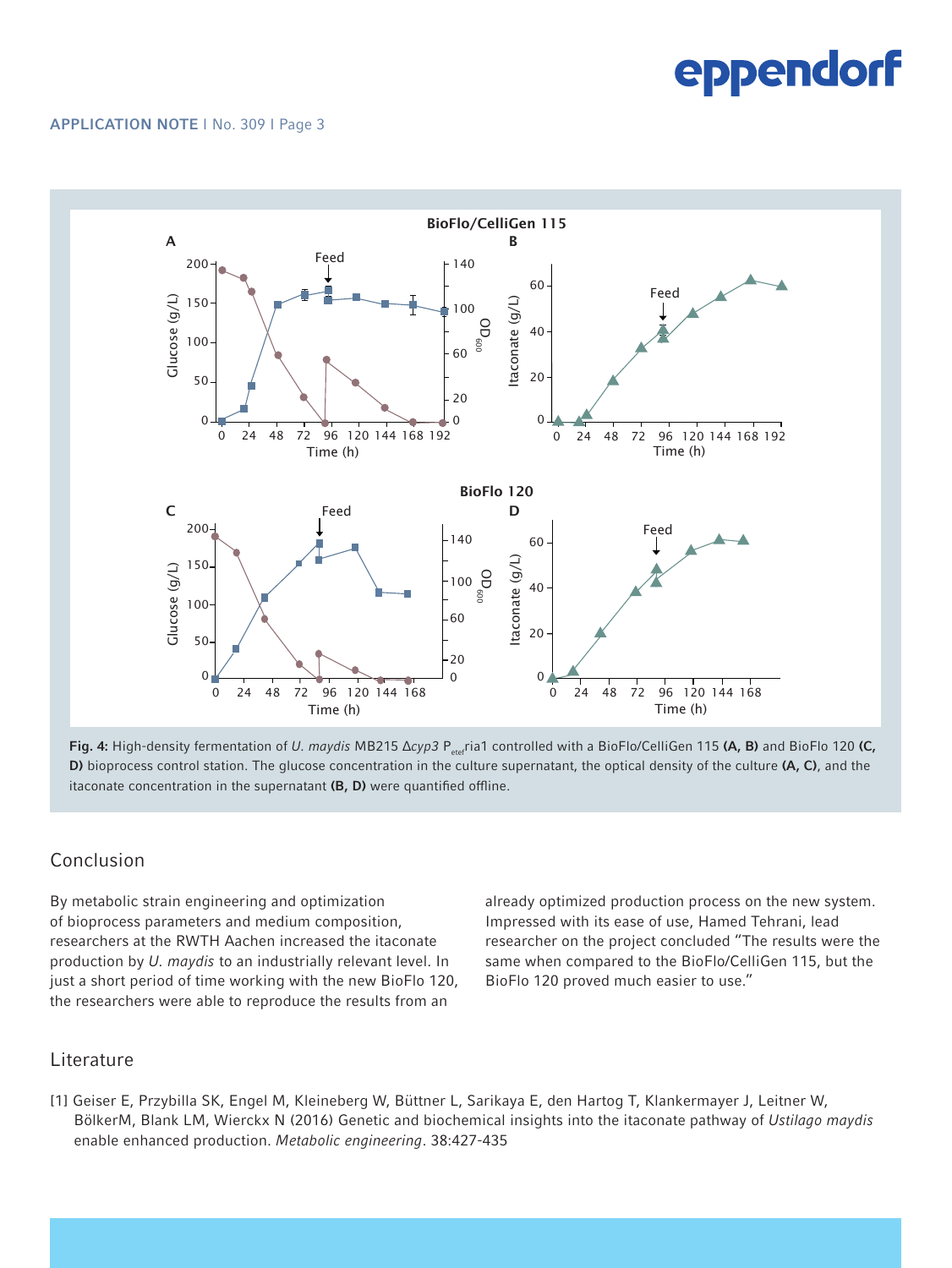Fig. 4: High-density fermentation of *U. maydis* MB215 Δ*cyp3* $P_{etef}$ria1 controlled with a BioFlo/CelliGen 115 **(A, B)** and BioFlo 120 **(C, D)** bioprocess control station. The glucose concentration in the culture supernatant, the optical density of the culture **(A, C)**, and the itaconate concentration in the supernatant **(B, D)** were quantified offline.

## Conclusion

By metabolic strain engineering and optimization of bioprocess parameters and medium composition, researchers at the RWTH Aachen increased the itaconate production by *U. maydis* to an industrially relevant level. In just a short period of time working with the new BioFlo 120, the researchers were able to reproduce the results from an already optimized production process on the new system. Impressed with its ease of use, Hamed Tehrani, lead researcher on the project concluded "The results were the same when compared to the BioFlo/CelliGen 115, but the BioFlo 120 proved much easier to use."

## Literature

[1] Geiser E, Przybilla SK, Engel M, Kleineberg W, Büttner L, Sarikaya E, den Hartog T, Klankermayer J, Leitner W, BölkerM, Blank LM, Wierckx N (2016) Genetic and biochemical insights into the itaconate pathway of *Ustilago maydis* enable enhanced production. *Metabolic engineering*. 38:427-435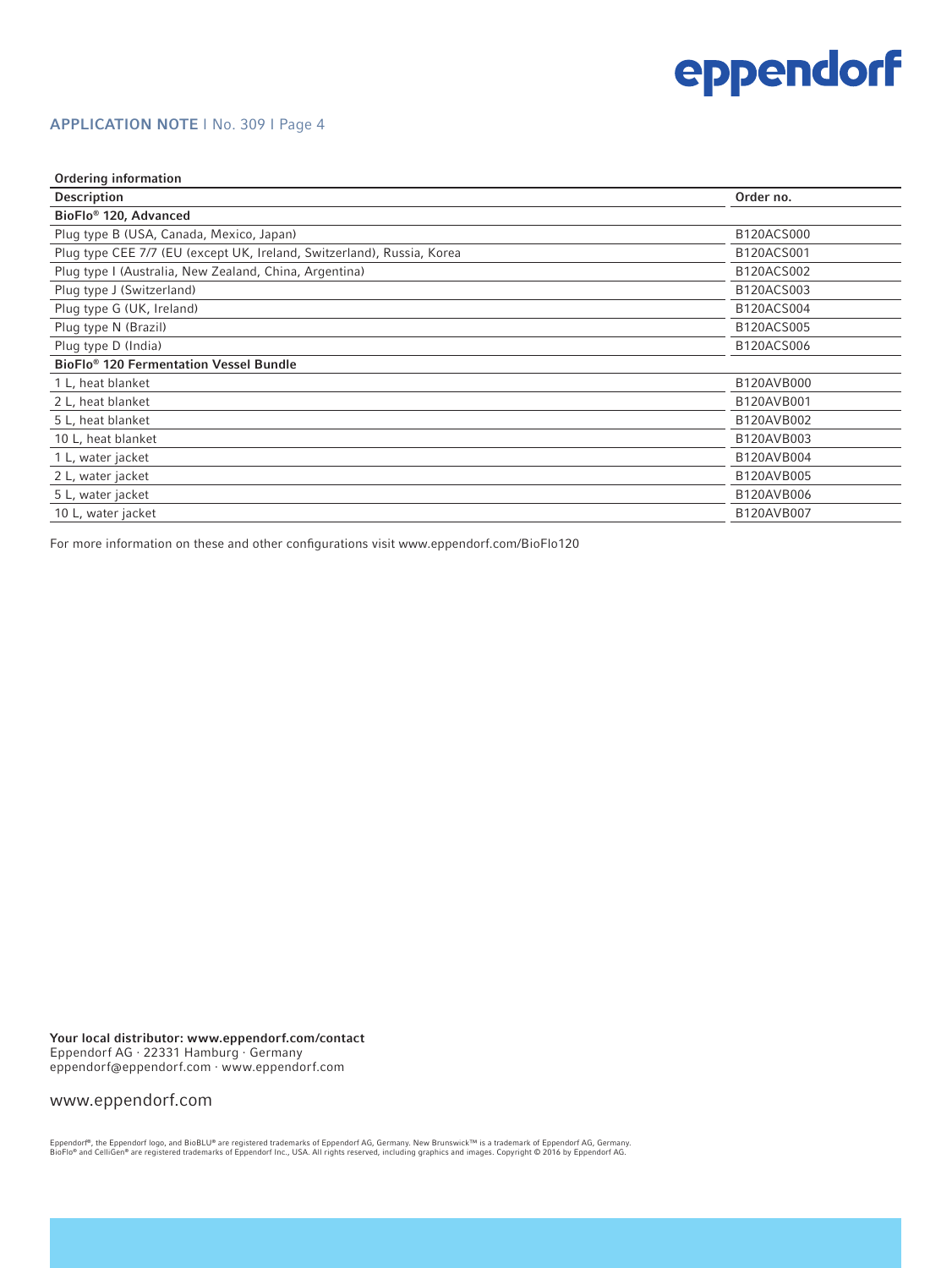### Ordering information

| Description | Order no. |
|---|---|
| **BioFlo® 120, Advanced** | |
| Plug type B (USA, Canada, Mexico, Japan) | B120ACS000 |
| Plug type CEE 7/7 (EU (except UK, Ireland, Switzerland), Russia, Korea | B120ACS001 |
| Plug type I (Australia, New Zealand, China, Argentina) | B120ACS002 |
| Plug type J (Switzerland) | B120ACS003 |
| Plug type G (UK, Ireland) | B120ACS004 |
| Plug type N (Brazil) | B120ACS005 |
| Plug type D (India) | B120ACS006 |
| **BioFlo® 120 Fermentation Vessel Bundle** | |
| 1 L, heat blanket | B120AVB000 |
| 2 L, heat blanket | B120AVB001 |
| 5 L, heat blanket | B120AVB002 |
| 10 L, heat blanket | B120AVB003 |
| 1 L, water jacket | B120AVB004 |
| 2 L, water jacket | B120AVB005 |
| 5 L, water jacket | B120AVB006 |
| 10 L, water jacket | B120AVB007 |

For more information on these and other configurations visit www.eppendorf.com/BioFlo120

**Your local distributor: www.eppendorf.com/contact**
Eppendorf AG · 22331 Hamburg · Germany
eppendorf@eppendorf.com · www.eppendorf.com

www.eppendorf.com

Eppendorf®, the Eppendorf logo, and BioBLU® are registered trademarks of Eppendorf AG, Germany. New Brunswick™ is a trademark of Eppendorf AG, Germany. BioFlo® and CelliGen® are registered trademarks of Eppendorf Inc., USA. All rights reserved, including graphics and images. Copyright © 2016 by Eppendorf AG.